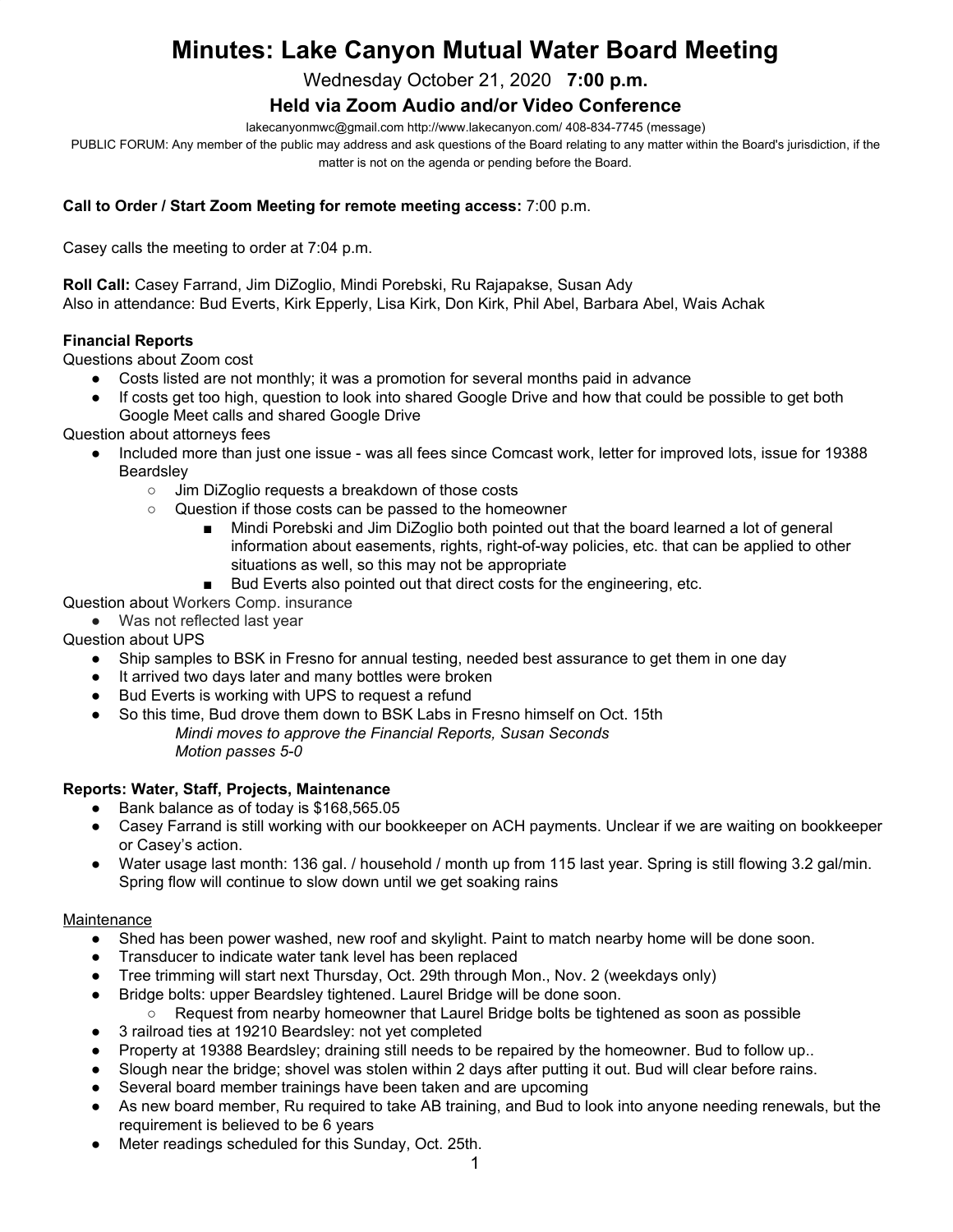# Minutes: Lake Canyon Mutual Water Board Meeting

Wednesday October 21, 2020 **7:00 p.m.**

### Held via Zoom Audio and/or Video Conference

lakecanyonmwc@gmail.com http://www.lakecanyon.com/ 408-834-7745 (message)

PUBLIC FORUM: Any member of the public may address and ask questions of the Board relating to any matter within the Board's jurisdiction, if the matter is not on the agenda or pending before the Board.

**Call to Order / Start Zoom Meeting for remote meeting access:** 7:00 p.m.

Casey calls the meeting to order at 7:04 p.m.

**Roll Call:** Casey Farrand, Jim DiZoglio, Mindi Porebski, Ru Rajapakse, Susan Ady
Also in attendance: Bud Everts, Kirk Epperly, Lisa Kirk, Don Kirk, Phil Abel, Barbara Abel, Wais Achak

**Financial Reports**

Questions about Zoom cost

- Costs listed are not monthly; it was a promotion for several months paid in advance
- If costs get too high, question to look into shared Google Drive and how that could be possible to get both Google Meet calls and shared Google Drive

Question about attorneys fees

- Included more than just one issue - was all fees since Comcast work, letter for improved lots, issue for 19388 Beardsley
  - Jim DiZoglio requests a breakdown of those costs
  - Question if those costs can be passed to the homeowner
    - Mindi Porebski and Jim DiZoglio both pointed out that the board learned a lot of general information about easements, rights, right-of-way policies, etc. that can be applied to other situations as well, so this may not be appropriate
    - Bud Everts also pointed out that direct costs for the engineering, etc.

Question about Workers Comp. insurance

- Was not reflected last year

Question about UPS

- Ship samples to BSK in Fresno for annual testing, needed best assurance to get them in one day
- It arrived two days later and many bottles were broken
- Bud Everts is working with UPS to request a refund
- So this time, Bud drove them down to BSK Labs in Fresno himself on Oct. 15th

  *Mindi moves to approve the Financial Reports, Susan Seconds*
  *Motion passes 5-0*

**Reports: Water, Staff, Projects, Maintenance**

- Bank balance as of today is $168,565.05
- Casey Farrand is still working with our bookkeeper on ACH payments. Unclear if we are waiting on bookkeeper or Casey's action.
- Water usage last month: 136 gal. / household / month up from 115 last year. Spring is still flowing 3.2 gal/min. Spring flow will continue to slow down until we get soaking rains

Maintenance

- Shed has been power washed, new roof and skylight. Paint to match nearby home will be done soon.
- Transducer to indicate water tank level has been replaced
- Tree trimming will start next Thursday, Oct. 29th through Mon., Nov. 2 (weekdays only)
- Bridge bolts: upper Beardsley tightened. Laurel Bridge will be done soon.
  - Request from nearby homeowner that Laurel Bridge bolts be tightened as soon as possible
- 3 railroad ties at 19210 Beardsley: not yet completed
- Property at 19388 Beardsley; draining still needs to be repaired by the homeowner. Bud to follow up..
- Slough near the bridge; shovel was stolen within 2 days after putting it out. Bud will clear before rains.
- Several board member trainings have been taken and are upcoming
- As new board member, Ru required to take AB training, and Bud to look into anyone needing renewals, but the requirement is believed to be 6 years
- Meter readings scheduled for this Sunday, Oct. 25th.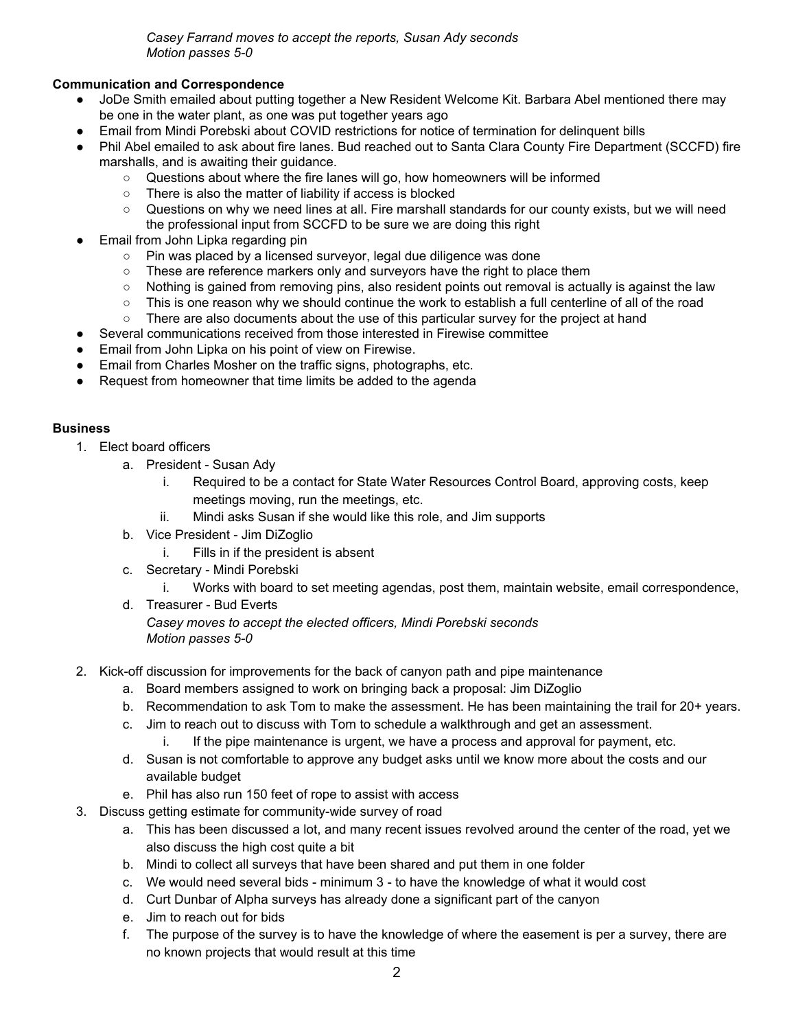*Casey Farrand moves to accept the reports, Susan Ady seconds*
*Motion passes 5-0*

**Communication and Correspondence**

- JoDe Smith emailed about putting together a New Resident Welcome Kit. Barbara Abel mentioned there may be one in the water plant, as one was put together years ago
- Email from Mindi Porebski about COVID restrictions for notice of termination for delinquent bills
- Phil Abel emailed to ask about fire lanes. Bud reached out to Santa Clara County Fire Department (SCCFD) fire marshalls, and is awaiting their guidance.
    - Questions about where the fire lanes will go, how homeowners will be informed
    - There is also the matter of liability if access is blocked
    - Questions on why we need lines at all. Fire marshall standards for our county exists, but we will need the professional input from SCCFD to be sure we are doing this right
- Email from John Lipka regarding pin
    - Pin was placed by a licensed surveyor, legal due diligence was done
    - These are reference markers only and surveyors have the right to place them
    - Nothing is gained from removing pins, also resident points out removal is actually is against the law
    - This is one reason why we should continue the work to establish a full centerline of all of the road
    - There are also documents about the use of this particular survey for the project at hand
- Several communications received from those interested in Firewise committee
- Email from John Lipka on his point of view on Firewise.
- Email from Charles Mosher on the traffic signs, photographs, etc.
- Request from homeowner that time limits be added to the agenda

**Business**

1. Elect board officers
    a. President - Susan Ady
        i. Required to be a contact for State Water Resources Control Board, approving costs, keep meetings moving, run the meetings, etc.
        ii. Mindi asks Susan if she would like this role, and Jim supports
    b. Vice President - Jim DiZoglio
        i. Fills in if the president is absent
    c. Secretary - Mindi Porebski
        i. Works with board to set meeting agendas, post them, maintain website, email correspondence,
    d. Treasurer - Bud Everts

    *Casey moves to accept the elected officers, Mindi Porebski seconds*
    *Motion passes 5-0*

2. Kick-off discussion for improvements for the back of canyon path and pipe maintenance
    a. Board members assigned to work on bringing back a proposal: Jim DiZoglio
    b. Recommendation to ask Tom to make the assessment. He has been maintaining the trail for 20+ years.
    c. Jim to reach out to discuss with Tom to schedule a walkthrough and get an assessment.
        i. If the pipe maintenance is urgent, we have a process and approval for payment, etc.
    d. Susan is not comfortable to approve any budget asks until we know more about the costs and our available budget
    e. Phil has also run 150 feet of rope to assist with access
3. Discuss getting estimate for community-wide survey of road
    a. This has been discussed a lot, and many recent issues revolved around the center of the road, yet we also discuss the high cost quite a bit
    b. Mindi to collect all surveys that have been shared and put them in one folder
    c. We would need several bids - minimum 3 - to have the knowledge of what it would cost
    d. Curt Dunbar of Alpha surveys has already done a significant part of the canyon
    e. Jim to reach out for bids
    f. The purpose of the survey is to have the knowledge of where the easement is per a survey, there are no known projects that would result at this time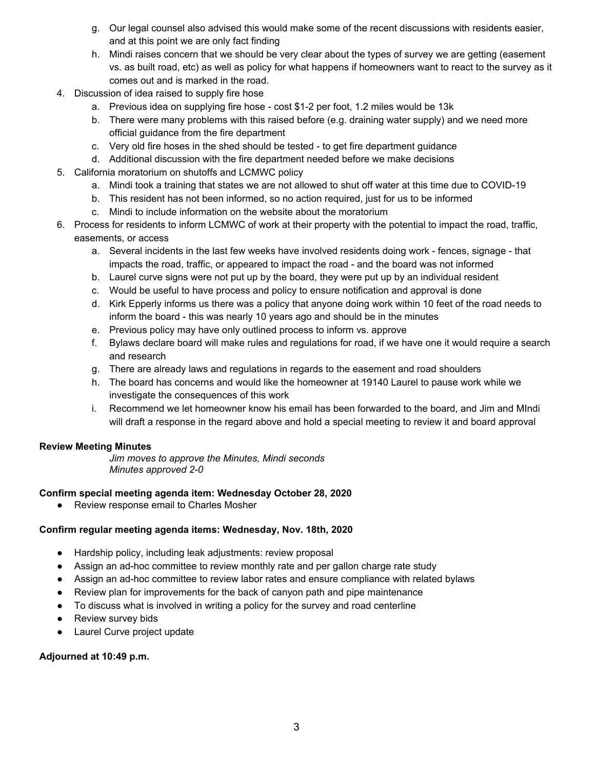g. Our legal counsel also advised this would make some of the recent discussions with residents easier, and at this point we are only fact finding
   h. Mindi raises concern that we should be very clear about the types of survey we are getting (easement vs. as built road, etc) as well as policy for what happens if homeowners want to react to the survey as it comes out and is marked in the road.
4. Discussion of idea raised to supply fire hose
   a. Previous idea on supplying fire hose - cost $1-2 per foot, 1.2 miles would be 13k
   b. There were many problems with this raised before (e.g. draining water supply) and we need more official guidance from the fire department
   c. Very old fire hoses in the shed should be tested - to get fire department guidance
   d. Additional discussion with the fire department needed before we make decisions
5. California moratorium on shutoffs and LCMWC policy
   a. Mindi took a training that states we are not allowed to shut off water at this time due to COVID-19
   b. This resident has not been informed, so no action required, just for us to be informed
   c. Mindi to include information on the website about the moratorium
6. Process for residents to inform LCMWC of work at their property with the potential to impact the road, traffic, easements, or access
   a. Several incidents in the last few weeks have involved residents doing work - fences, signage - that impacts the road, traffic, or appeared to impact the road - and the board was not informed
   b. Laurel curve signs were not put up by the board, they were put up by an individual resident
   c. Would be useful to have process and policy to ensure notification and approval is done
   d. Kirk Epperly informs us there was a policy that anyone doing work within 10 feet of the road needs to inform the board - this was nearly 10 years ago and should be in the minutes
   e. Previous policy may have only outlined process to inform vs. approve
   f. Bylaws declare board will make rules and regulations for road, if we have one it would require a search and research
   g. There are already laws and regulations in regards to the easement and road shoulders
   h. The board has concerns and would like the homeowner at 19140 Laurel to pause work while we investigate the consequences of this work
   i. Recommend we let homeowner know his email has been forwarded to the board, and Jim and MIndi will draft a response in the regard above and hold a special meeting to review it and board approval

**Review Meeting Minutes**

*Jim moves to approve the Minutes, Mindi seconds*
*Minutes approved 2-0*

**Confirm special meeting agenda item: Wednesday October 28, 2020**

- Review response email to Charles Mosher

**Confirm regular meeting agenda items: Wednesday, Nov. 18th, 2020**

- Hardship policy, including leak adjustments: review proposal
- Assign an ad-hoc committee to review monthly rate and per gallon charge rate study
- Assign an ad-hoc committee to review labor rates and ensure compliance with related bylaws
- Review plan for improvements for the back of canyon path and pipe maintenance
- To discuss what is involved in writing a policy for the survey and road centerline
- Review survey bids
- Laurel Curve project update

**Adjourned at 10:49 p.m.**